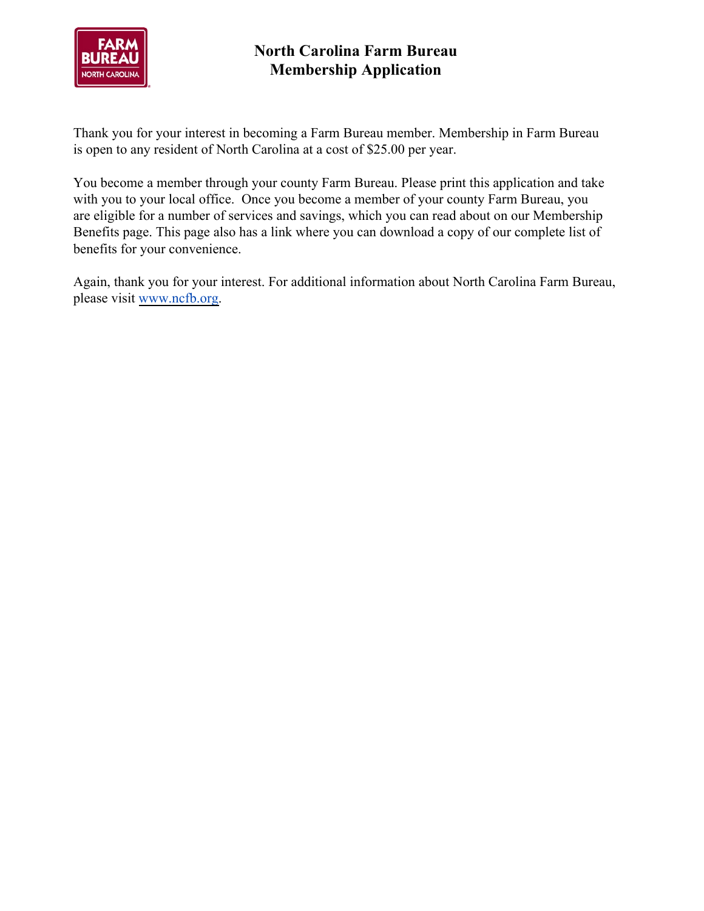# North Carolina Farm Bureau Membership Application

Thank you for your interest in becoming a Farm Bureau member. Membership in Farm Bureau is open to any resident of North Carolina at a cost of $25.00 per year.

You become a member through your county Farm Bureau. Please print this application and take with you to your local office. Once you become a member of your county Farm Bureau, you are eligible for a number of services and savings, which you can read about on our Membership Benefits page. This page also has a link where you can download a copy of our complete list of benefits for your convenience.

Again, thank you for your interest. For additional information about North Carolina Farm Bureau, please visit www.ncfb.org.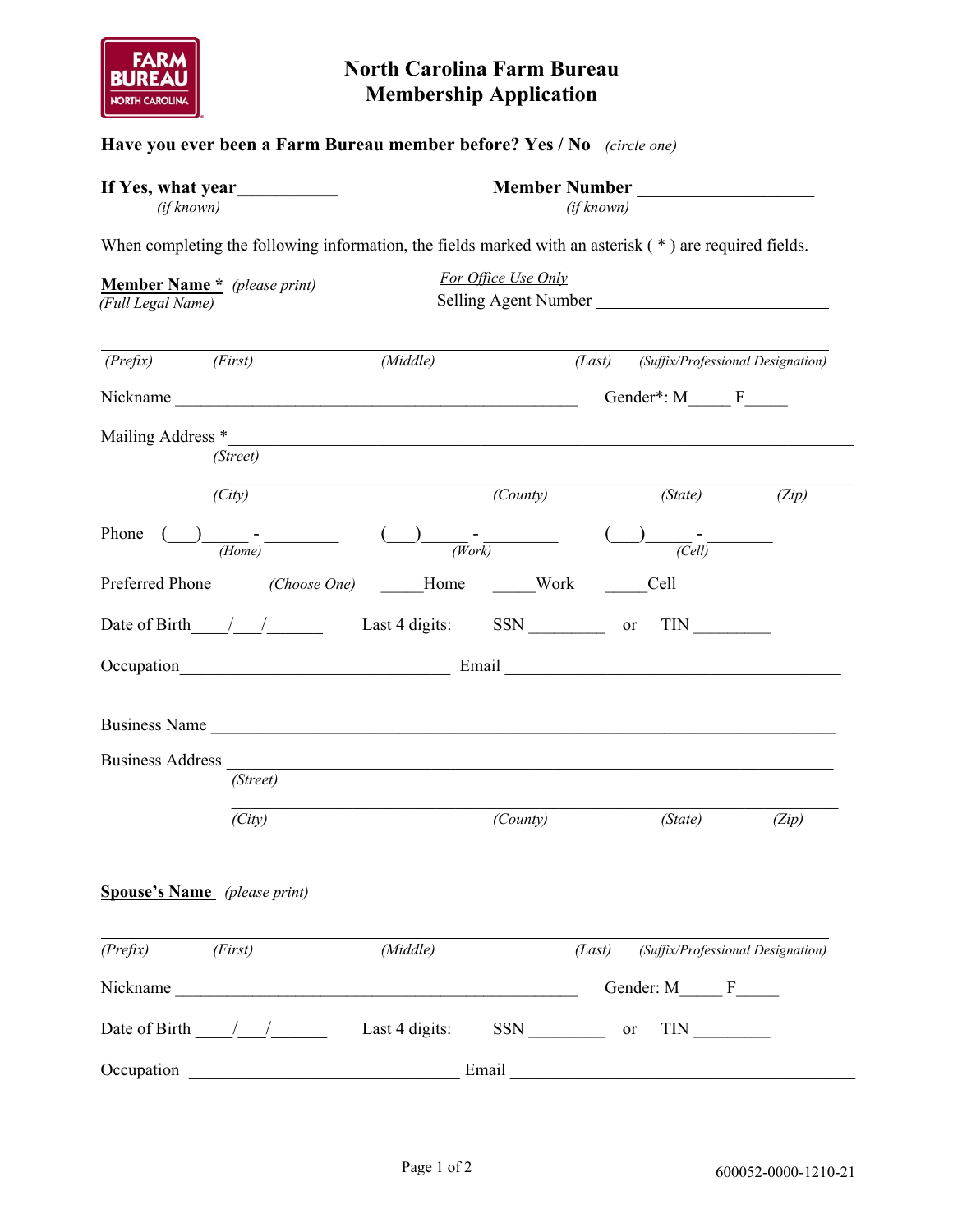FARM BUREAU NORTH CAROLINA

# North Carolina Farm Bureau
# Membership Application

**Have you ever been a Farm Bureau member before? Yes / No** *(circle one)*

**If Yes, what year**___________ *(if known)*                    **Member Number** ___________________ *(if known)*

When completing the following information, the fields marked with an asterisk ( * ) are required fields.

**Member Name *** *(please print)* *(Full Legal Name)*

*For Office Use Only*
Selling Agent Number ___________________________

___________________________________________________________________________
*(Prefix)*   *(First)*   *(Middle)*   *(Last)*   *(Suffix/Professional Designation)*

Nickname _______________________________________________   Gender*: M_____ F_____

Mailing Address *___________________________________________________________________
*(Street)*

___________________________________________________________________________
*(City)*   *(County)*   *(State)*   *(Zip)*

Phone (___)_____ - ________ *(Home)*   (___)_____ - ________ *(Work)*   (___)_____ - ________ *(Cell)*

Preferred Phone   *(Choose One)*   _____Home   _____Work   _____Cell

Date of Birth____/___/______   Last 4 digits:   SSN _________   or   TIN _________

Occupation______________________________ Email ________________________________________

Business Name ______________________________________________________________________

Business Address ____________________________________________________________________
*(Street)*

___________________________________________________________________________
*(City)*   *(County)*   *(State)*   *(Zip)*

**Spouse's Name** *(please print)*

___________________________________________________________________________
*(Prefix)*   *(First)*   *(Middle)*   *(Last)*   *(Suffix/Professional Designation)*

Nickname _______________________________________________   Gender: M_____ F_____

Date of Birth ____/___/______   Last 4 digits:   SSN _________   or   TIN _________

Occupation ______________________________ Email ________________________________________

600052-0000-1210-21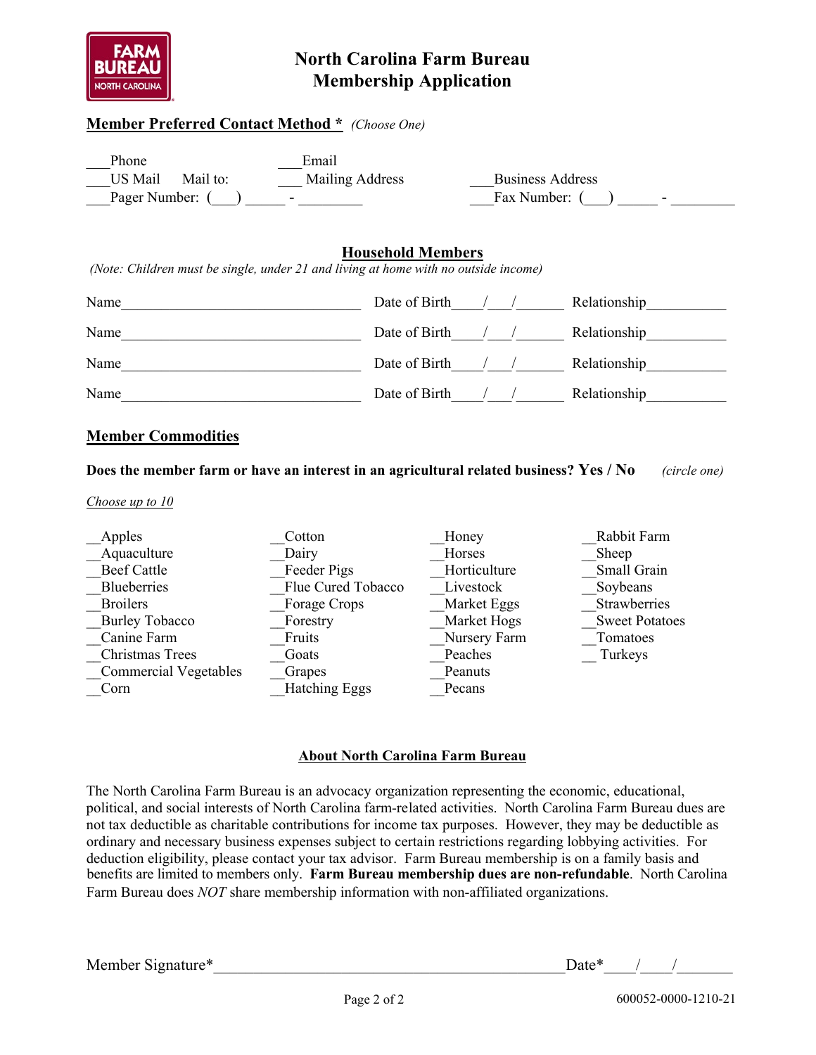# North Carolina Farm Bureau Membership Application

## Member Preferred Contact Method * *(Choose One)*

___Phone ___Email
___US Mail Mail to: ___ Mailing Address ___Business Address
___Pager Number: (___) _____ - ________ ___Fax Number: (___) _____ - ________

## Household Members

*(Note: Children must be single, under 21 and living at home with no outside income)*

Name________________________________ Date of Birth____/___/______ Relationship__________

Name________________________________ Date of Birth____/___/______ Relationship__________

Name________________________________ Date of Birth____/___/______ Relationship__________

Name________________________________ Date of Birth____/___/______ Relationship__________

## Member Commodities

**Does the member farm or have an interest in an agricultural related business? Yes / No** *(circle one)*

*Choose up to 10*

| | | | |
|---|---|---|---|
| __Apples | __Cotton | __Honey | __Rabbit Farm |
| __Aquaculture | __Dairy | __Horses | __Sheep |
| __Beef Cattle | __Feeder Pigs | __Horticulture | __Small Grain |
| __Blueberries | __Flue Cured Tobacco | __Livestock | __Soybeans |
| __Broilers | __Forage Crops | __Market Eggs | __Strawberries |
| __Burley Tobacco | __Forestry | __Market Hogs | __Sweet Potatoes |
| __Canine Farm | __Fruits | __Nursery Farm | __Tomatoes |
| __Christmas Trees | __Goats | __Peaches | __ Turkeys |
| __Commercial Vegetables | __Grapes | __Peanuts | |
| __Corn | __Hatching Eggs | __Pecans | |

## About North Carolina Farm Bureau

The North Carolina Farm Bureau is an advocacy organization representing the economic, educational, political, and social interests of North Carolina farm-related activities. North Carolina Farm Bureau dues are not tax deductible as charitable contributions for income tax purposes. However, they may be deductible as ordinary and necessary business expenses subject to certain restrictions regarding lobbying activities. For deduction eligibility, please contact your tax advisor. Farm Bureau membership is on a family basis and benefits are limited to members only. **Farm Bureau membership dues are non-refundable**. North Carolina Farm Bureau does *NOT* share membership information with non-affiliated organizations.

Member Signature*___________________________________________ Date*____/____/_______

600052-0000-1210-21